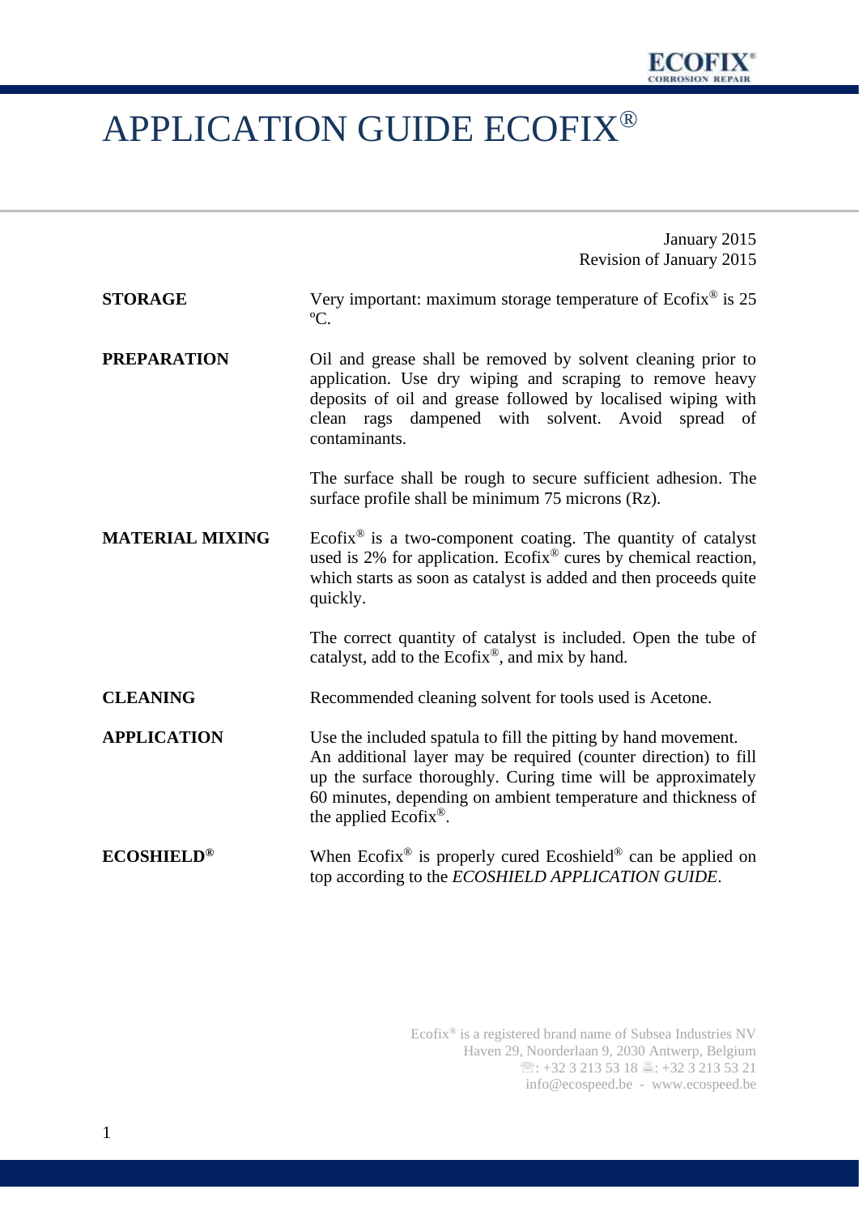# APPLICATION GUIDE ECOFIX®

January 2015
Revision of January 2015

**STORAGE**

Very important: maximum storage temperature of Ecofix® is 25 ºC.

**PREPARATION**

Oil and grease shall be removed by solvent cleaning prior to application. Use dry wiping and scraping to remove heavy deposits of oil and grease followed by localised wiping with clean rags dampened with solvent. Avoid spread of contaminants.

The surface shall be rough to secure sufficient adhesion. The surface profile shall be minimum 75 microns (Rz).

**MATERIAL MIXING**

Ecofix® is a two-component coating. The quantity of catalyst used is 2% for application. Ecofix® cures by chemical reaction, which starts as soon as catalyst is added and then proceeds quite quickly.

The correct quantity of catalyst is included. Open the tube of catalyst, add to the Ecofix®, and mix by hand.

**CLEANING**

Recommended cleaning solvent for tools used is Acetone.

**APPLICATION**

Use the included spatula to fill the pitting by hand movement. An additional layer may be required (counter direction) to fill up the surface thoroughly. Curing time will be approximately 60 minutes, depending on ambient temperature and thickness of the applied Ecofix®.

**ECOSHIELD®**

When Ecofix® is properly cured Ecoshield® can be applied on top according to the *ECOSHIELD APPLICATION GUIDE*.

Ecofix® is a registered brand name of Subsea Industries NV
Haven 29, Noorderlaan 9, 2030 Antwerp, Belgium
☏: +32 3 213 53 18 🖷: +32 3 213 53 21
info@ecospeed.be - www.ecospeed.be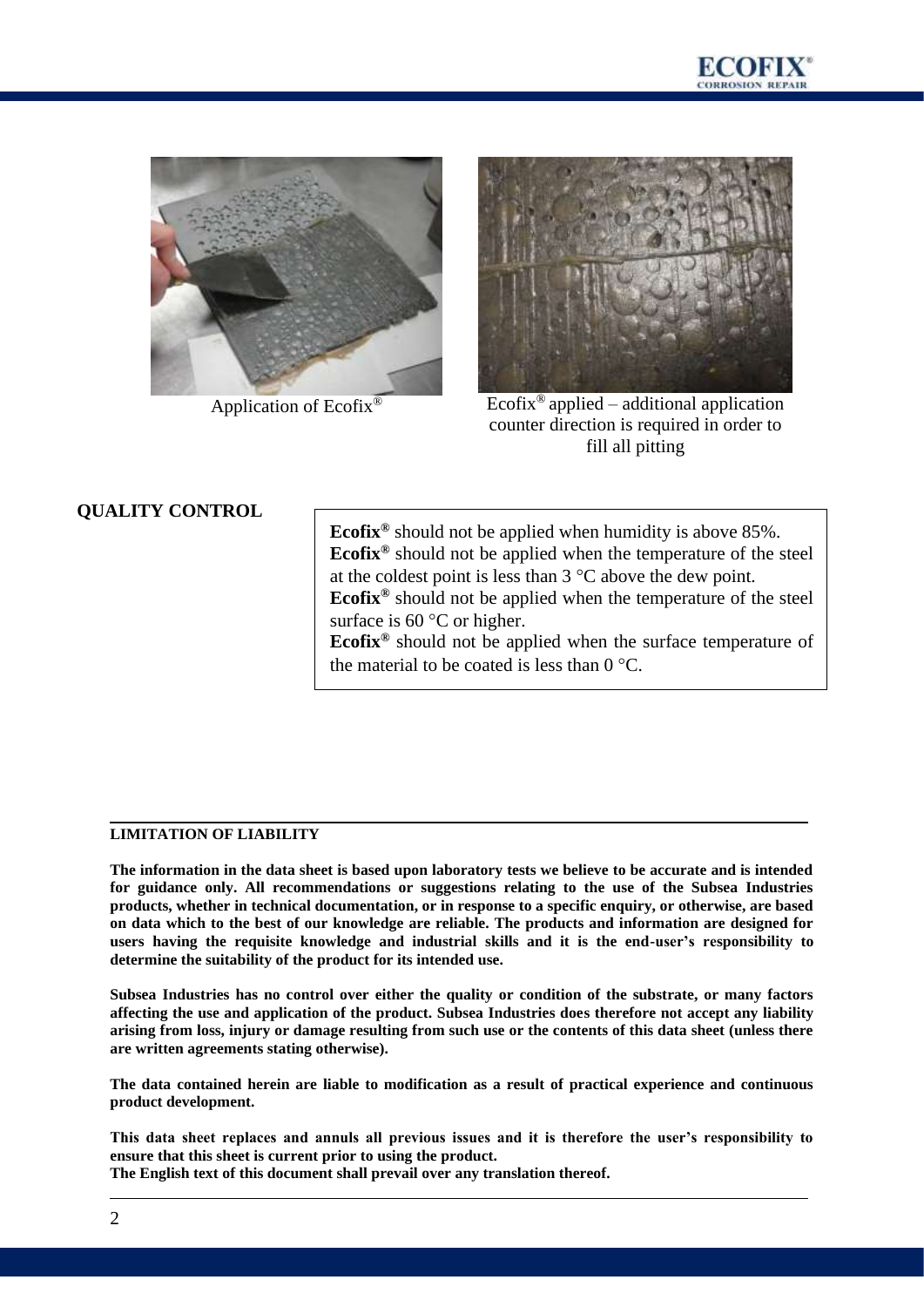Application of Ecofix®

Ecofix® applied – additional application counter direction is required in order to fill all pitting

## QUALITY CONTROL

**Ecofix®** should not be applied when humidity is above 85%.
**Ecofix®** should not be applied when the temperature of the steel at the coldest point is less than 3 °C above the dew point.
**Ecofix®** should not be applied when the temperature of the steel surface is 60 °C or higher.
**Ecofix®** should not be applied when the surface temperature of the material to be coated is less than 0 °C.

---

**LIMITATION OF LIABILITY**

**The information in the data sheet is based upon laboratory tests we believe to be accurate and is intended for guidance only. All recommendations or suggestions relating to the use of the Subsea Industries products, whether in technical documentation, or in response to a specific enquiry, or otherwise, are based on data which to the best of our knowledge are reliable. The products and information are designed for users having the requisite knowledge and industrial skills and it is the end-user's responsibility to determine the suitability of the product for its intended use.**

**Subsea Industries has no control over either the quality or condition of the substrate, or many factors affecting the use and application of the product. Subsea Industries does therefore not accept any liability arising from loss, injury or damage resulting from such use or the contents of this data sheet (unless there are written agreements stating otherwise).**

**The data contained herein are liable to modification as a result of practical experience and continuous product development.**

**This data sheet replaces and annuls all previous issues and it is therefore the user's responsibility to ensure that this sheet is current prior to using the product.**
**The English text of this document shall prevail over any translation thereof.**